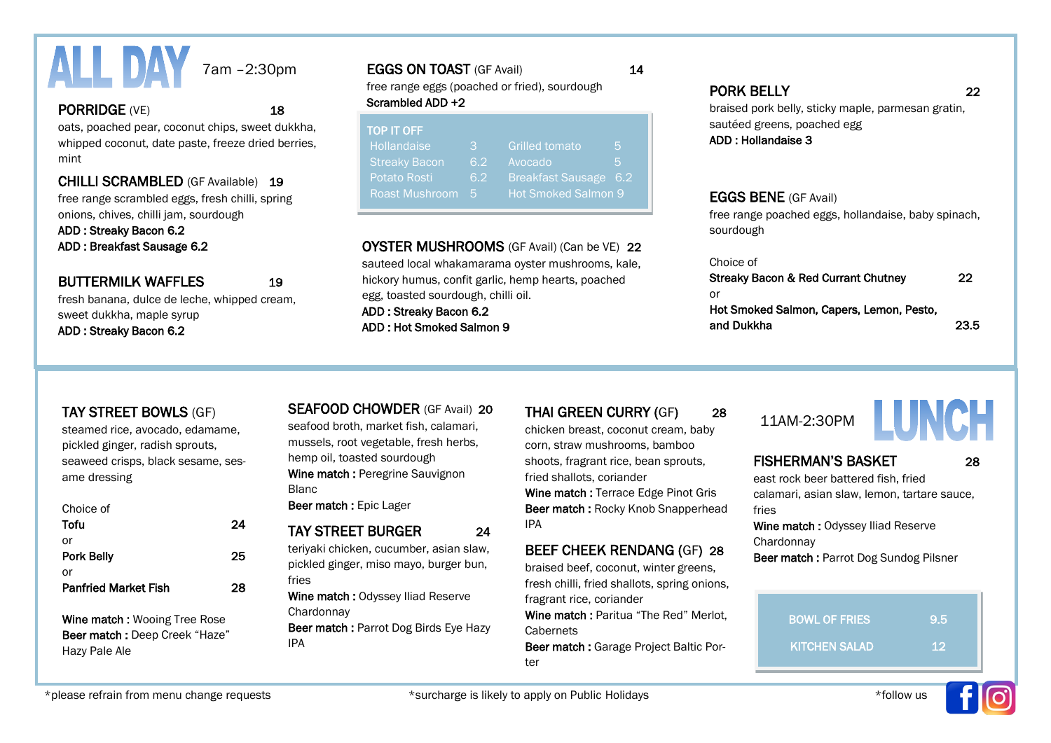# ALL DAY

7am –2:30pm

## PORRIDGE (VE) 18

oats, poached pear, coconut chips, sweet dukkha, whipped coconut, date paste, freeze dried berries, mint

## CHILLI SCRAMBLED (GF Available) 19

free range scrambled eggs, fresh chilli, spring onions, chives, chilli jam, sourdough

**ADD : Streaky Bacon 6.2**

**ADD : Breakfast Sausage 6.2**

## BUTTERMILK WAFFLES 19

fresh banana, dulce de leche, whipped cream, sweet dukkha, maple syrup

**ADD : Streaky Bacon 6.2**

## EGGS ON TOAST (GF Avail) 14

free range eggs (poached or fried), sourdough

**Scrambled ADD +2**

### TOP IT OFF

| | | | |
|---|---|---|---|
| Hollandaise | 3 | Grilled tomato | 5 |
| Streaky Bacon | 6.2 | Avocado | 5 |
| Potato Rosti | 6.2 | Breakfast Sausage | 6.2 |
| Roast Mushroom | 5 | Hot Smoked Salmon | 9 |

## OYSTER MUSHROOMS (GF Avail) (Can be VE) 22

sauteed local whakamarama oyster mushrooms, kale, hickory humus, confit garlic, hemp hearts, poached egg, toasted sourdough, chilli oil.

**ADD : Streaky Bacon 6.2**

**ADD : Hot Smoked Salmon 9**

## PORK BELLY 22

braised pork belly, sticky maple, parmesan gratin, sautéed greens, poached egg

**ADD : Hollandaise 3**

## EGGS BENE (GF Avail)

free range poached eggs, hollandaise, baby spinach, sourdough

Choice of

**Streaky Bacon & Red Currant Chutney** 22

or

**Hot Smoked Salmon, Capers, Lemon, Pesto, and Dukkha** 23.5

---

## TAY STREET BOWLS (GF)

steamed rice, avocado, edamame, pickled ginger, radish sprouts, seaweed crisps, black sesame, sesame dressing

Choice of

**Tofu** 24

or

**Pork Belly** 25

or

**Panfried Market Fish** 28

**Wine match :** Wooing Tree Rose

**Beer match :** Deep Creek "Haze" Hazy Pale Ale

## SEAFOOD CHOWDER (GF Avail) 20

seafood broth, market fish, calamari, mussels, root vegetable, fresh herbs, hemp oil, toasted sourdough

**Wine match :** Peregrine Sauvignon Blanc

**Beer match :** Epic Lager

## TAY STREET BURGER 24

teriyaki chicken, cucumber, asian slaw, pickled ginger, miso mayo, burger bun, fries

**Wine match :** Odyssey Iliad Reserve Chardonnay

**Beer match :** Parrot Dog Birds Eye Hazy IPA

## THAI GREEN CURRY (GF) 28

chicken breast, coconut cream, baby corn, straw mushrooms, bamboo shoots, fragrant rice, bean sprouts, fried shallots, coriander

**Wine match :** Terrace Edge Pinot Gris

**Beer match :** Rocky Knob Snapperhead IPA

## BEEF CHEEK RENDANG (GF) 28

braised beef, coconut, winter greens, fresh chilli, fried shallots, spring onions, fragrant rice, coriander

**Wine match :** Paritua "The Red" Merlot, Cabernets

**Beer match :** Garage Project Baltic Porter

# LUNCH

11AM-2:30PM

## FISHERMAN'S BASKET 28

east rock beer battered fish, fried calamari, asian slaw, lemon, tartare sauce, fries

**Wine match :** Odyssey Iliad Reserve Chardonnay

**Beer match :** Parrot Dog Sundog Pilsner

| | |
|---|---|
| BOWL OF FRIES | 9.5 |
| KITCHEN SALAD | 12 |

*please refrain from menu change requests

*surcharge is likely to apply on Public Holidays

*follow us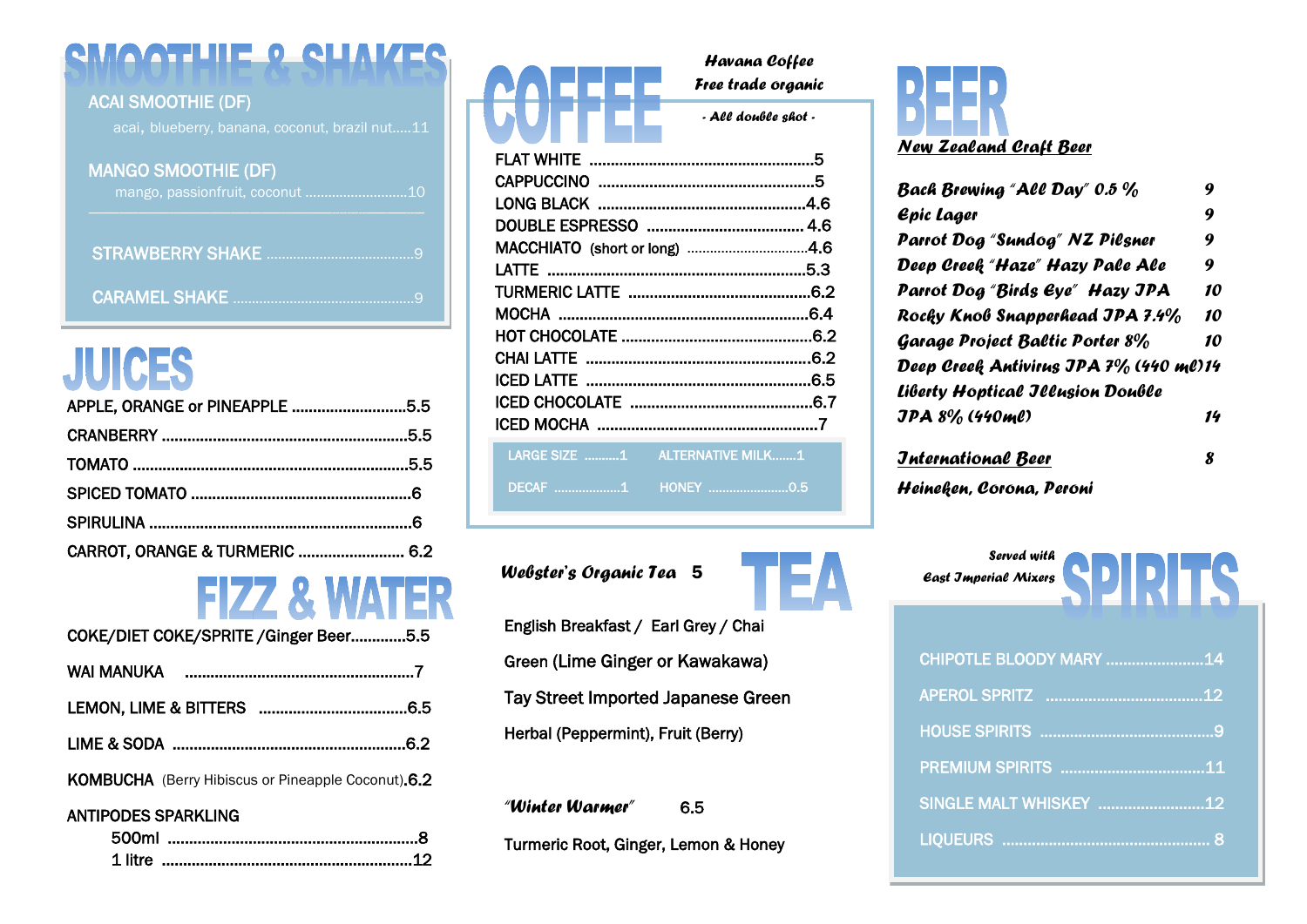# SMOOTHIE & SHAKES

**ACAI SMOOTHIE (DF)**
acai, blueberry, banana, coconut, brazil nut.....11

**MANGO SMOOTHIE (DF)**
mango, passionfruit, coconut ..........................10

STRAWBERRY SHAKE ......................................9

CARAMEL SHAKE ..............................................9

# JUICES

APPLE, ORANGE or PINEAPPLE ...........................5.5
CRANBERRY ..........................................................5.5
TOMATO .................................................................5.5
SPICED TOMATO ....................................................6
SPIRULINA .............................................................6
CARROT, ORANGE & TURMERIC ......................... 6.2

# FIZZ & WATER

COKE/DIET COKE/SPRITE /Ginger Beer.............5.5
WAI MANUKA .....................................................7
LEMON, LIME & BITTERS ...................................6.5
LIME & SODA .......................................................6.2
KOMBUCHA (Berry Hibiscus or Pineapple Coconut).6.2
ANTIPODES SPARKLING
- 500ml ..........................................................8
- 1 litre ...........................................................12

# COFFEE

*Havana Coffee*
*Free trade organic*
*- All double shot -*

FLAT WHITE .....................................................5
CAPPUCCINO ..................................................5
LONG BLACK ..................................................4.6
DOUBLE ESPRESSO ..................................... 4.6
MACCHIATO (short or long) ..............................4.6
LATTE ............................................................5.3
TURMERIC LATTE ..........................................6.2
MOCHA ..........................................................6.4
HOT CHOCOLATE ...........................................6.2
CHAI LATTE ....................................................6.2
ICED LATTE ....................................................6.5
ICED CHOCOLATE ..........................................6.7
ICED MOCHA ..................................................7

LARGE SIZE ..........1 ALTERNATIVE MILK.......1
DECAF ..................1 HONEY .....................0.5

# TEA

*Webster's Organic Tea* 5

English Breakfast / Earl Grey / Chai
Green (Lime Ginger or Kawakawa)
Tay Street Imported Japanese Green
Herbal (Peppermint), Fruit (Berry)

*"Winter Warmer"* 6.5
Turmeric Root, Ginger, Lemon & Honey

# BEER

***New Zealand Craft Beer***

*Bach Brewing "All Day" 0.5 %* 9
*Epic Lager* 9
*Parrot Dog "Sundog" NZ Pilsner* 9
*Deep Creek "Haze" Hazy Pale Ale* 9
*Parrot Dog "Birds Eye" Hazy IPA* 10
*Rocky Knob Snapperhead IPA 7.4%* 10
*Garage Project Baltic Porter 8%* 10
*Deep Creek Antivirus IPA 7% (440 ml)* 14
*Liberty Hoptical Illusion Double IPA 8% (440ml)* 14

***International Beer*** 8
*Heineken, Corona, Peroni*

# SPIRITS

*Served with East Imperial Mixers*

CHIPOTLE BLOODY MARY .......................14
APEROL SPRITZ .....................................12
HOUSE SPIRITS ........................................9
PREMIUM SPIRITS .................................11
SINGLE MALT WHISKEY .........................12
LIQUEURS ................................................ 8